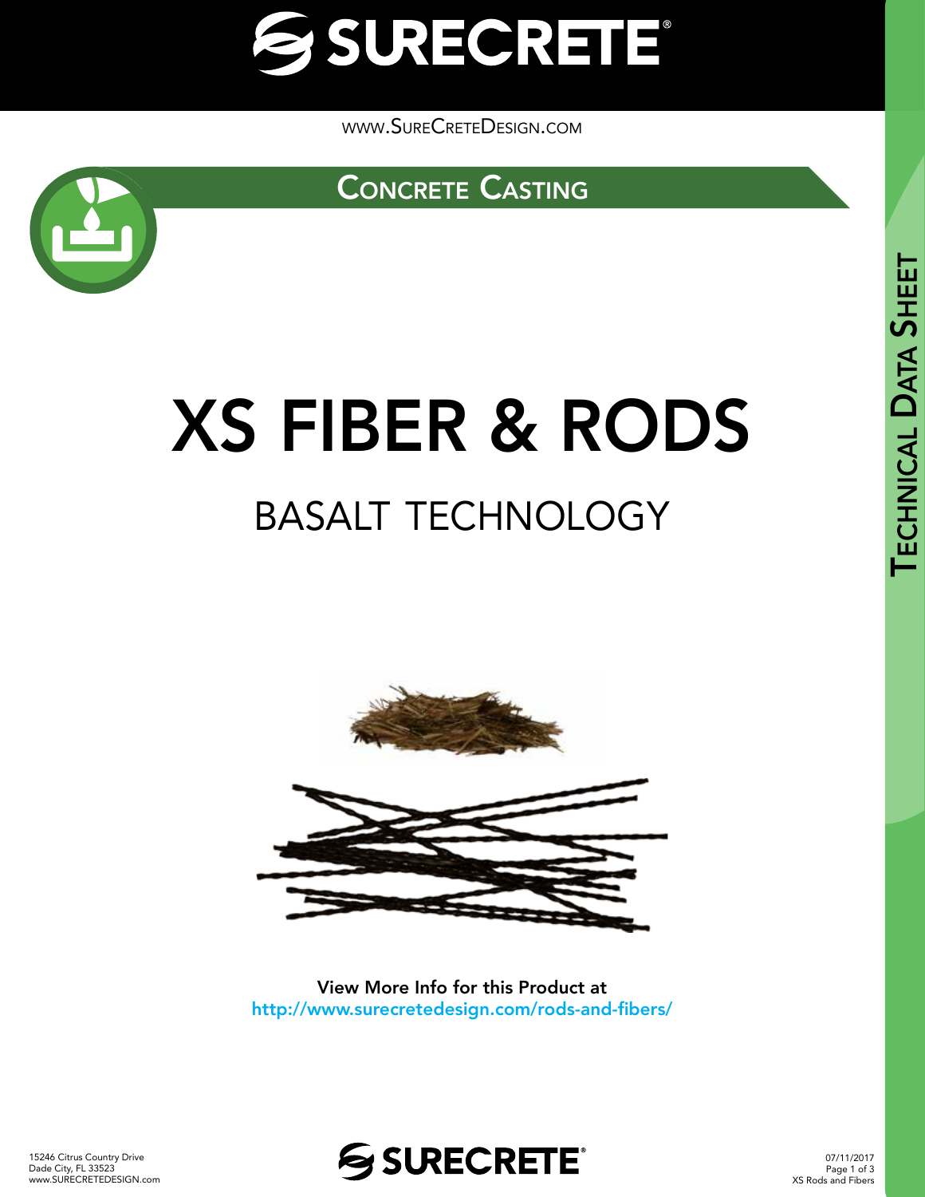www.SureCreteDesign.com

## Concrete Casting

# XS FIBER & RODS

## BASALT TECHNOLOGY

**View More Info for this Product at**
http://www.surecretedesign.com/rods-and-fibers/

Technical Data Sheet

15246 Citrus Country Drive
Dade City, FL 33523
www.SURECRETEDESIGN.com

07/11/2017
XS Rods and Fibers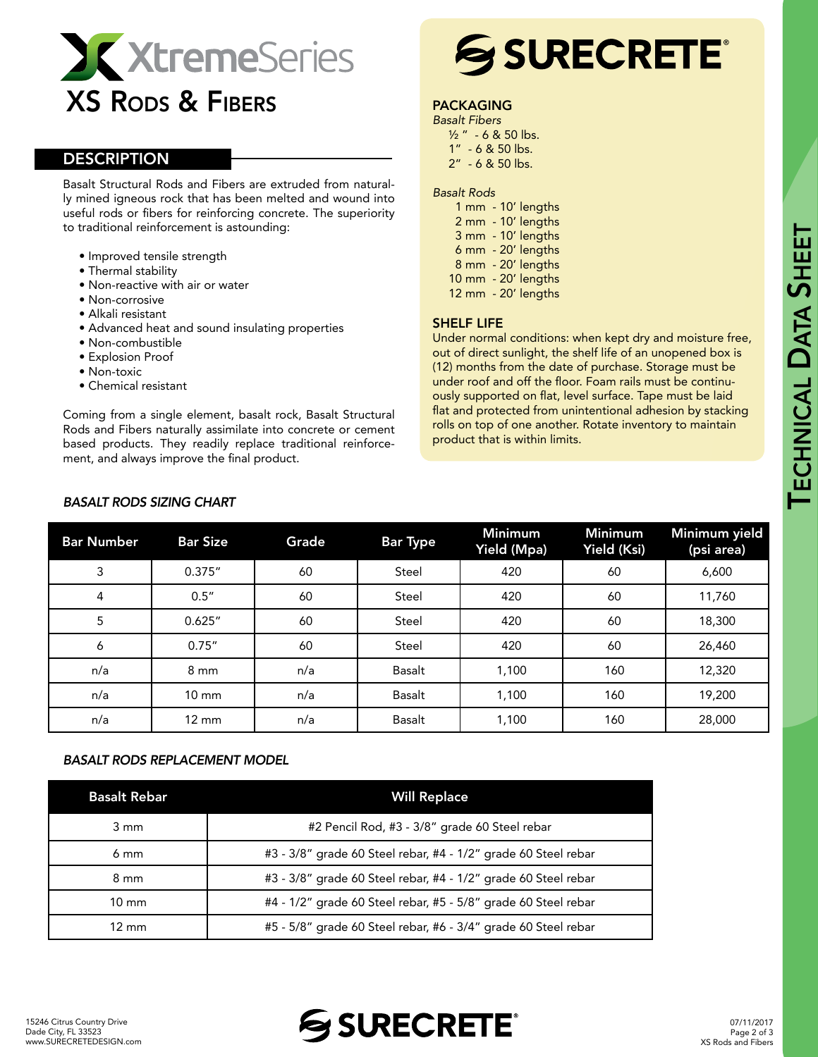# XtremeSeries

# XS Rods & Fibers

## DESCRIPTION

Basalt Structural Rods and Fibers are extruded from naturally mined igneous rock that has been melted and wound into useful rods or fibers for reinforcing concrete. The superiority to traditional reinforcement is astounding:

- Improved tensile strength
- Thermal stability
- Non-reactive with air or water
- Non-corrosive
- Alkali resistant
- Advanced heat and sound insulating properties
- Non-combustible
- Explosion Proof
- Non-toxic
- Chemical resistant

Coming from a single element, basalt rock, Basalt Structural Rods and Fibers naturally assimilate into concrete or cement based products. They readily replace traditional reinforcement, and always improve the final product.

## SURECRETE

### PACKAGING

*Basalt Fibers*

½ " - 6 & 50 lbs.
1" - 6 & 50 lbs.
2" - 6 & 50 lbs.

*Basalt Rods*

1 mm - 10' lengths
2 mm - 10' lengths
3 mm - 10' lengths
6 mm - 20' lengths
8 mm - 20' lengths
10 mm - 20' lengths
12 mm - 20' lengths

### SHELF LIFE

Under normal conditions: when kept dry and moisture free, out of direct sunlight, the shelf life of an unopened box is (12) months from the date of purchase. Storage must be under roof and off the floor. Foam rails must be continuously supported on flat, level surface. Tape must be laid flat and protected from unintentional adhesion by stacking rolls on top of one another. Rotate inventory to maintain product that is within limits.

*BASALT RODS SIZING CHART*

| Bar Number | Bar Size | Grade | Bar Type | Minimum Yield (Mpa) | Minimum Yield (Ksi) | Minimum yield (psi area) |
|---|---|---|---|---|---|---|
| 3 | 0.375" | 60 | Steel | 420 | 60 | 6,600 |
| 4 | 0.5" | 60 | Steel | 420 | 60 | 11,760 |
| 5 | 0.625" | 60 | Steel | 420 | 60 | 18,300 |
| 6 | 0.75" | 60 | Steel | 420 | 60 | 26,460 |
| n/a | 8 mm | n/a | Basalt | 1,100 | 160 | 12,320 |
| n/a | 10 mm | n/a | Basalt | 1,100 | 160 | 19,200 |
| n/a | 12 mm | n/a | Basalt | 1,100 | 160 | 28,000 |

*BASALT RODS REPLACEMENT MODEL*

| Basalt Rebar | Will Replace |
|---|---|
| 3 mm | #2 Pencil Rod, #3 - 3/8" grade 60 Steel rebar |
| 6 mm | #3 - 3/8" grade 60 Steel rebar, #4 - 1/2" grade 60 Steel rebar |
| 8 mm | #3 - 3/8" grade 60 Steel rebar, #4 - 1/2" grade 60 Steel rebar |
| 10 mm | #4 - 1/2" grade 60 Steel rebar, #5 - 5/8" grade 60 Steel rebar |
| 12 mm | #5 - 5/8" grade 60 Steel rebar, #6 - 3/4" grade 60 Steel rebar |

15246 Citrus Country Drive
Dade City, FL 33523
www.SURECRETEDESIGN.com

07/11/2017
XS Rods and Fibers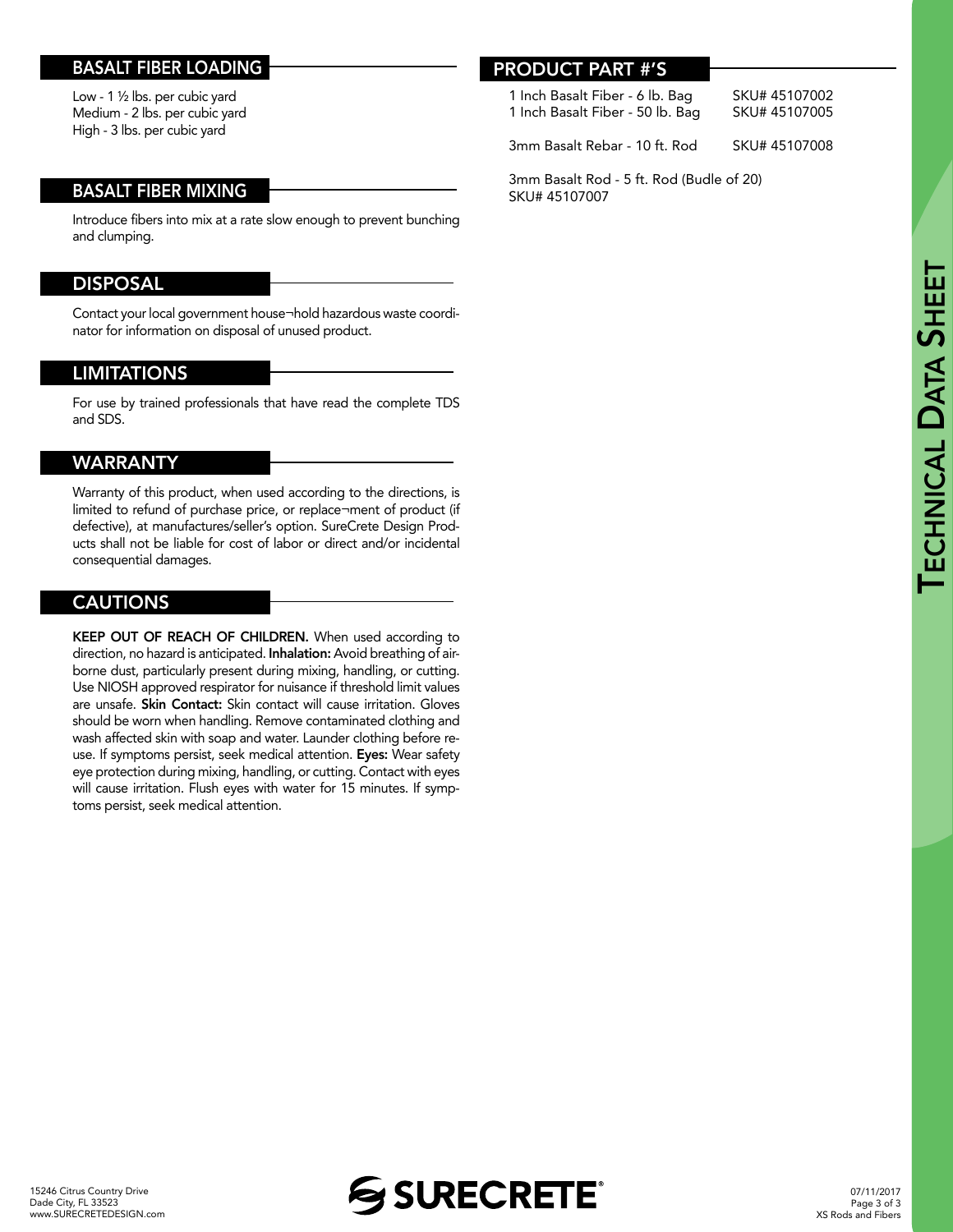## BASALT FIBER LOADING

Low - 1 ½ lbs. per cubic yard
Medium - 2 lbs. per cubic yard
High - 3 lbs. per cubic yard

## BASALT FIBER MIXING

Introduce fibers into mix at a rate slow enough to prevent bunching and clumping.

## DISPOSAL

Contact your local government house¬hold hazardous waste coordinator for information on disposal of unused product.

## LIMITATIONS

For use by trained professionals that have read the complete TDS and SDS.

## WARRANTY

Warranty of this product, when used according to the directions, is limited to refund of purchase price, or replace¬ment of product (if defective), at manufactures/seller's option. SureCrete Design Products shall not be liable for cost of labor or direct and/or incidental consequential damages.

## CAUTIONS

**KEEP OUT OF REACH OF CHILDREN.** When used according to direction, no hazard is anticipated. **Inhalation:** Avoid breathing of airborne dust, particularly present during mixing, handling, or cutting. Use NIOSH approved respirator for nuisance if threshold limit values are unsafe. **Skin Contact:** Skin contact will cause irritation. Gloves should be worn when handling. Remove contaminated clothing and wash affected skin with soap and water. Launder clothing before reuse. If symptoms persist, seek medical attention. **Eyes:** Wear safety eye protection during mixing, handling, or cutting. Contact with eyes will cause irritation. Flush eyes with water for 15 minutes. If symptoms persist, seek medical attention.

## PRODUCT PART #'S

| | |
|---|---|
| 1 Inch Basalt Fiber - 6 lb. Bag | SKU# 45107002 |
| 1 Inch Basalt Fiber - 50 lb. Bag | SKU# 45107005 |
| 3mm Basalt Rebar - 10 ft. Rod | SKU# 45107008 |

3mm Basalt Rod - 5 ft. Rod (Budle of 20)
SKU# 45107007

15246 Citrus Country Drive
Dade City, FL 33523
www.SURECRETEDESIGN.com

07/11/2017
XS Rods and Fibers